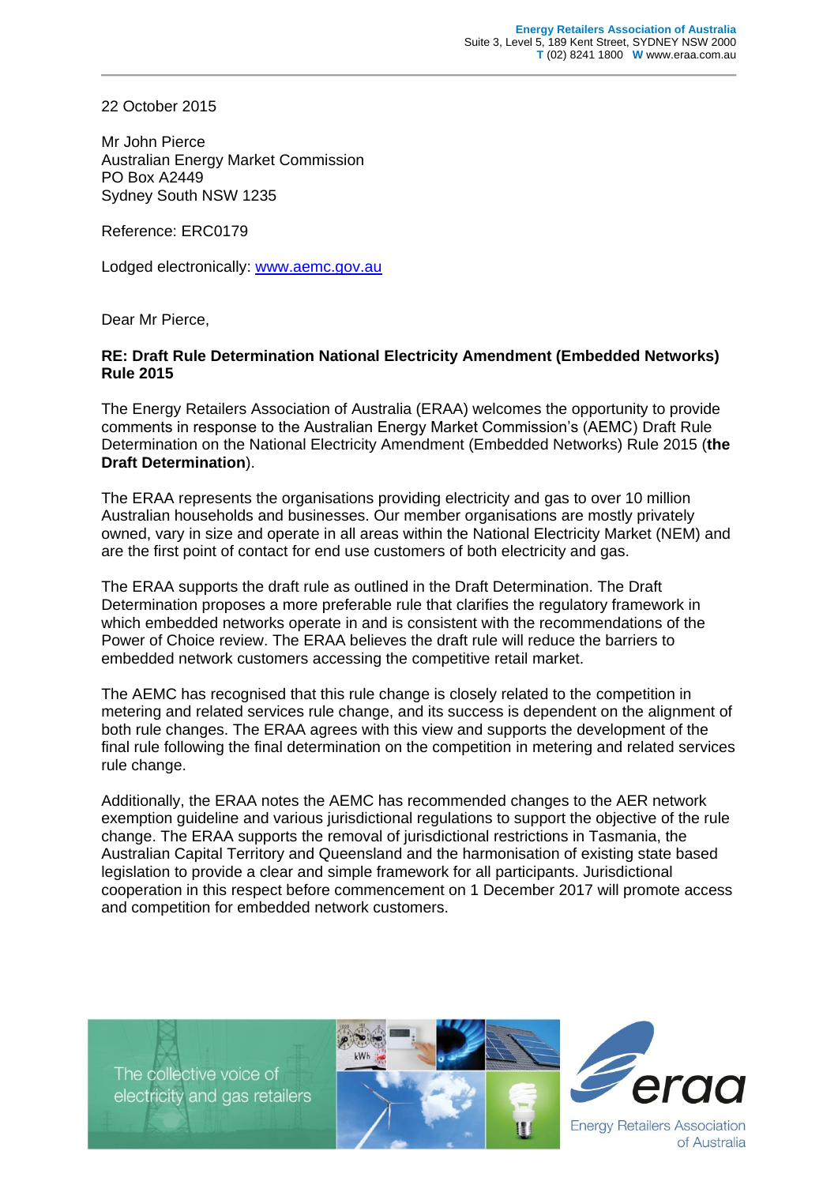**Energy Retailers Association of Australia**
Suite 3, Level 5, 189 Kent Street, SYDNEY NSW 2000
**T** (02) 8241 1800 **W** www.eraa.com.au

22 October 2015

Mr John Pierce
Australian Energy Market Commission
PO Box A2449
Sydney South NSW 1235

Reference: ERC0179

Lodged electronically: [www.aemc.gov.au](http://www.aemc.gov.au)

Dear Mr Pierce,

**RE: Draft Rule Determination National Electricity Amendment (Embedded Networks) Rule 2015**

The Energy Retailers Association of Australia (ERAA) welcomes the opportunity to provide comments in response to the Australian Energy Market Commission's (AEMC) Draft Rule Determination on the National Electricity Amendment (Embedded Networks) Rule 2015 (**the Draft Determination**).

The ERAA represents the organisations providing electricity and gas to over 10 million Australian households and businesses. Our member organisations are mostly privately owned, vary in size and operate in all areas within the National Electricity Market (NEM) and are the first point of contact for end use customers of both electricity and gas.

The ERAA supports the draft rule as outlined in the Draft Determination. The Draft Determination proposes a more preferable rule that clarifies the regulatory framework in which embedded networks operate in and is consistent with the recommendations of the Power of Choice review. The ERAA believes the draft rule will reduce the barriers to embedded network customers accessing the competitive retail market.

The AEMC has recognised that this rule change is closely related to the competition in metering and related services rule change, and its success is dependent on the alignment of both rule changes. The ERAA agrees with this view and supports the development of the final rule following the final determination on the competition in metering and related services rule change.

Additionally, the ERAA notes the AEMC has recommended changes to the AER network exemption guideline and various jurisdictional regulations to support the objective of the rule change. The ERAA supports the removal of jurisdictional restrictions in Tasmania, the Australian Capital Territory and Queensland and the harmonisation of existing state based legislation to provide a clear and simple framework for all participants. Jurisdictional cooperation in this respect before commencement on 1 December 2017 will promote access and competition for embedded network customers.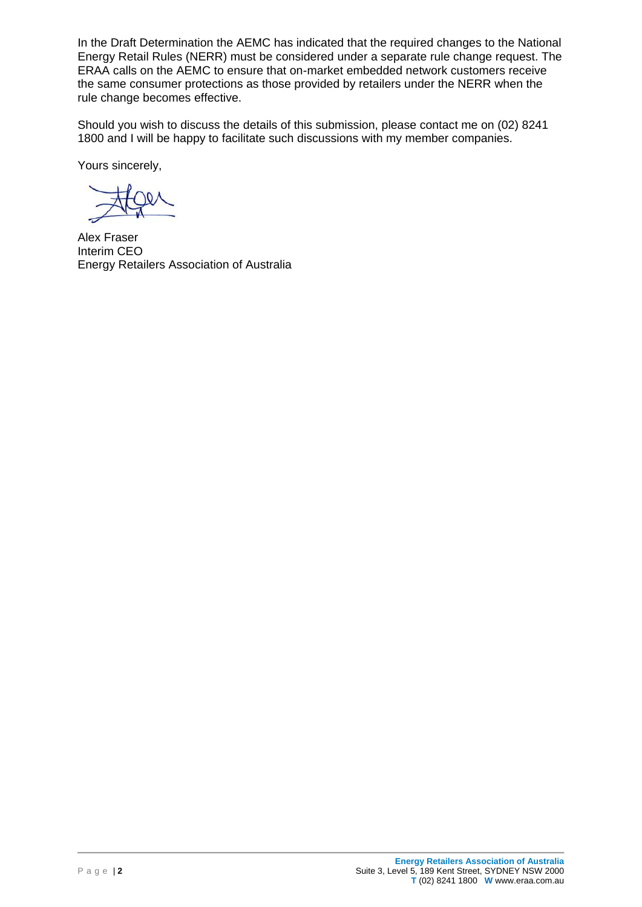In the Draft Determination the AEMC has indicated that the required changes to the National Energy Retail Rules (NERR) must be considered under a separate rule change request. The ERAA calls on the AEMC to ensure that on-market embedded network customers receive the same consumer protections as those provided by retailers under the NERR when the rule change becomes effective.

Should you wish to discuss the details of this submission, please contact me on (02) 8241 1800 and I will be happy to facilitate such discussions with my member companies.

Yours sincerely,

Alex Fraser
Interim CEO
Energy Retailers Association of Australia